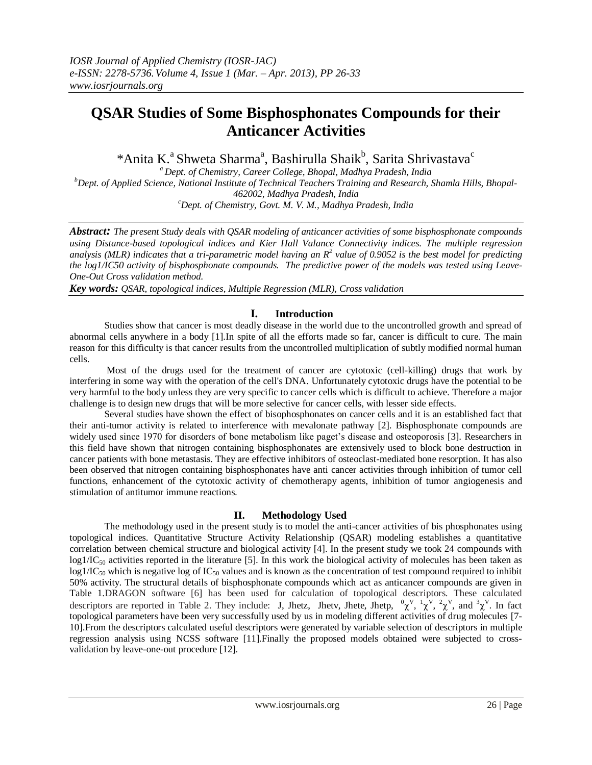# QSAR Studies of Some Bisphosphonates Compounds for their Anticancer Activities

*Anita K.[a] Shweta Sharma[a], Bashirulla Shaik[b], Sarita Shrivastava[c]

[a] *Dept. of Chemistry, Career College, Bhopal, Madhya Pradesh, India*

[b] *Dept. of Applied Science, National Institute of Technical Teachers Training and Research, Shamla Hills, Bhopal-462002, Madhya Pradesh, India*

[c] *Dept. of Chemistry, Govt. M. V. M., Madhya Pradesh, India*

***Abstract:*** *The present Study deals with QSAR modeling of anticancer activities of some bisphosphonate compounds using Distance-based topological indices and Kier Hall Valance Connectivity indices. The multiple regression analysis (MLR) indicates that a tri-parametric model having an $R^2$ value of 0.9052 is the best model for predicting the log1/IC50 activity of bisphosphonate compounds. The predictive power of the models was tested using Leave-One-Out Cross validation method.*

***Key words:*** *QSAR, topological indices, Multiple Regression (MLR), Cross validation*

## I. Introduction

Studies show that cancer is most deadly disease in the world due to the uncontrolled growth and spread of abnormal cells anywhere in a body [1].In spite of all the efforts made so far, cancer is difficult to cure. The main reason for this difficulty is that cancer results from the uncontrolled multiplication of subtly modified normal human cells.

Most of the drugs used for the treatment of cancer are cytotoxic (cell-killing) drugs that work by interfering in some way with the operation of the cell's DNA. Unfortunately cytotoxic drugs have the potential to be very harmful to the body unless they are very specific to cancer cells which is difficult to achieve. Therefore a major challenge is to design new drugs that will be more selective for cancer cells, with lesser side effects.

Several studies have shown the effect of bisophosphonates on cancer cells and it is an established fact that their anti-tumor activity is related to interference with mevalonate pathway [2]. Bisphosphonate compounds are widely used since 1970 for disorders of bone metabolism like paget's disease and osteoporosis [3]. Researchers in this field have shown that nitrogen containing bisphosphonates are extensively used to block bone destruction in cancer patients with bone metastasis. They are effective inhibitors of osteoclast-mediated bone resorption. It has also been observed that nitrogen containing bisphosphonates have anti cancer activities through inhibition of tumor cell functions, enhancement of the cytotoxic activity of chemotherapy agents, inhibition of tumor angiogenesis and stimulation of antitumor immune reactions.

## II. Methodology Used

The methodology used in the present study is to model the anti-cancer activities of bis phosphonates using topological indices. Quantitative Structure Activity Relationship (QSAR) modeling establishes a quantitative correlation between chemical structure and biological activity [4]. In the present study we took 24 compounds with $\log 1/IC_{50}$ activities reported in the literature [5]. In this work the biological activity of molecules has been taken as $\log 1/IC_{50}$ which is negative log of $IC_{50}$ values and is known as the concentration of test compound required to inhibit 50% activity. The structural details of bisphosphonate compounds which act as anticancer compounds are given in Table 1.DRAGON software [6] has been used for calculation of topological descriptors. These calculated descriptors are reported in Table 2. They include: J, Jhetz, Jhetv, Jhete, Jhetp, ${}^{0}\chi^{V}$, ${}^{1}\chi^{V}$, ${}^{2}\chi^{V}$, and ${}^{3}\chi^{V}$. In fact topological parameters have been very successfully used by us in modeling different activities of drug molecules [7-10].From the descriptors calculated useful descriptors were generated by variable selection of descriptors in multiple regression analysis using NCSS software [11].Finally the proposed models obtained were subjected to cross-validation by leave-one-out procedure [12].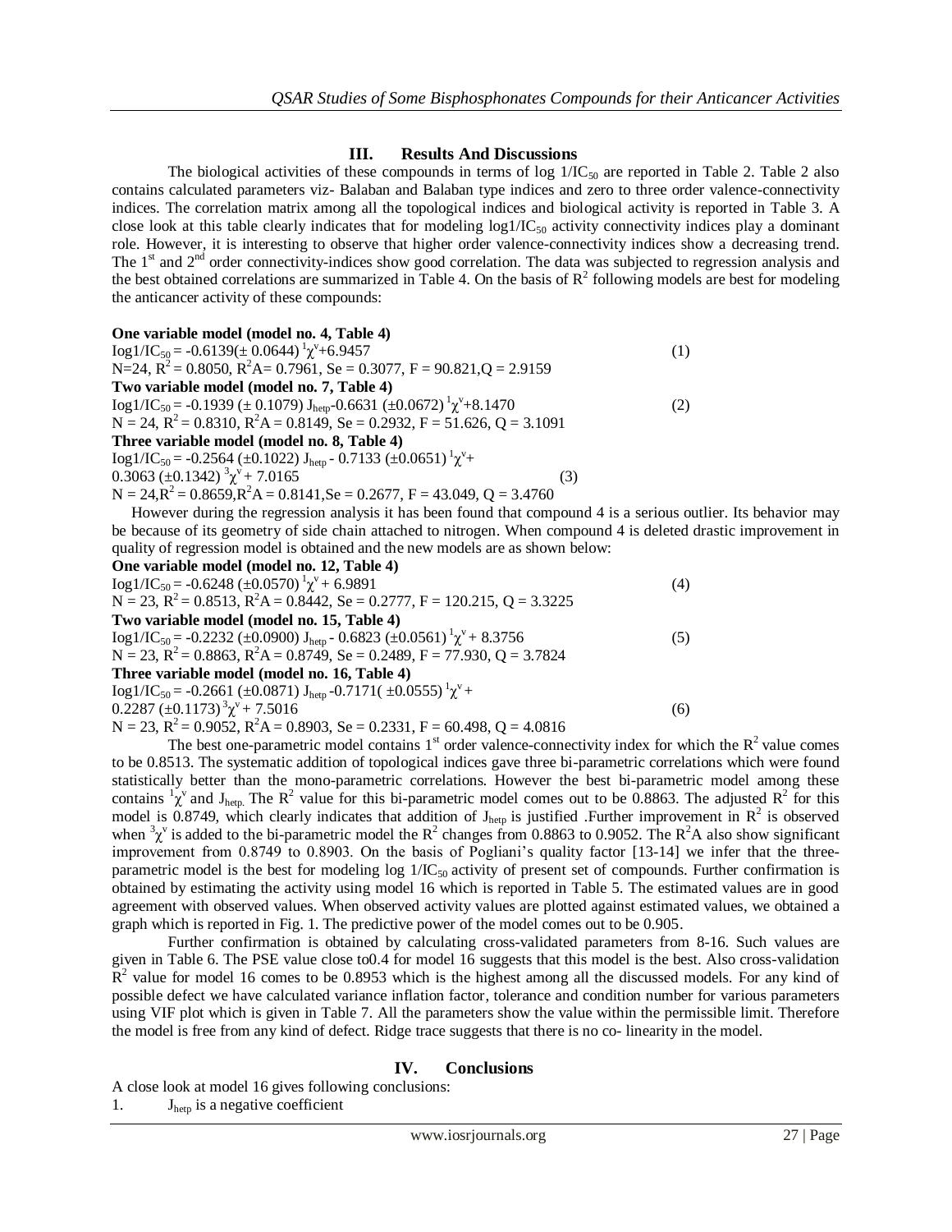## III. Results And Discussions

The biological activities of these compounds in terms of log $1/IC_{50}$ are reported in Table 2. Table 2 also contains calculated parameters viz- Balaban and Balaban type indices and zero to three order valence-connectivity indices. The correlation matrix among all the topological indices and biological activity is reported in Table 3. A close look at this table clearly indicates that for modeling $\log 1/IC_{50}$ activity connectivity indices play a dominant role. However, it is interesting to observe that higher order valence-connectivity indices show a decreasing trend. The 1st and 2nd order connectivity-indices show good correlation. The data was subjected to regression analysis and the best obtained correlations are summarized in Table 4. On the basis of $R^2$ following models are best for modeling the anticancer activity of these compounds:

**One variable model (model no. 4, Table 4)**

$$\log 1/IC_{50} = -0.6139(\pm 0.0644)\,{}^{1}\chi^{v} + 6.9457 \quad (1)$$

$N=24$, $R^2 = 0.8050$, $R^2A = 0.7961$, $Se = 0.3077$, $F = 90.821$, $Q = 2.9159$

**Two variable model (model no. 7, Table 4)**

$$\log 1/IC_{50} = -0.1939\,(\pm 0.1079)\,J_{hetp} - 0.6631\,(\pm 0.0672)\,{}^{1}\chi^{v} + 8.1470 \quad (2)$$

$N = 24$, $R^2 = 0.8310$, $R^2A = 0.8149$, $Se = 0.2932$, $F = 51.626$, $Q = 3.1091$

**Three variable model (model no. 8, Table 4)**

$$\log 1/IC_{50} = -0.2564\,(\pm 0.1022)\,J_{hetp} - 0.7133\,(\pm 0.0651)\,{}^{1}\chi^{v} + 0.3063\,(\pm 0.1342)\,{}^{3}\chi^{v} + 7.0165 \quad (3)$$

$N = 24$, $R^2 = 0.8659$, $R^2A = 0.8141$, $Se = 0.2677$, $F = 43.049$, $Q = 3.4760$

However during the regression analysis it has been found that compound 4 is a serious outlier. Its behavior may be because of its geometry of side chain attached to nitrogen. When compound 4 is deleted drastic improvement in quality of regression model is obtained and the new models are as shown below:

**One variable model (model no. 12, Table 4)**

$$\log 1/IC_{50} = -0.6248\,(\pm 0.0570)\,{}^{1}\chi^{v} + 6.9891 \quad (4)$$

$N = 23$, $R^2 = 0.8513$, $R^2A = 0.8442$, $Se = 0.2777$, $F = 120.215$, $Q = 3.3225$

**Two variable model (model no. 15, Table 4)**

$$\log 1/IC_{50} = -0.2232\,(\pm 0.0900)\,J_{hetp} - 0.6823\,(\pm 0.0561)\,{}^{1}\chi^{v} + 8.3756 \quad (5)$$

$N = 23$, $R^2 = 0.8863$, $R^2A = 0.8749$, $Se = 0.2489$, $F = 77.930$, $Q = 3.7824$

**Three variable model (model no. 16, Table 4)**

$$\log 1/IC_{50} = -0.2661\,(\pm 0.0871)\,J_{hetp} - 0.7171(\pm 0.0555)\,{}^{1}\chi^{v} + 0.2287\,(\pm 0.1173)\,{}^{3}\chi^{v} + 7.5016 \quad (6)$$

$N = 23$, $R^2 = 0.9052$, $R^2A = 0.8903$, $Se = 0.2331$, $F = 60.498$, $Q = 4.0816$

The best one-parametric model contains 1st order valence-connectivity index for which the $R^2$ value comes to be 0.8513. The systematic addition of topological indices gave three bi-parametric correlations which were found statistically better than the mono-parametric correlations. However the best bi-parametric model among these contains ${}^{1}\chi^{v}$ and $J_{hetp}$. The $R^2$ value for this bi-parametric model comes out to be 0.8863. The adjusted $R^2$ for this model is 0.8749, which clearly indicates that addition of $J_{hetp}$ is justified .Further improvement in $R^2$ is observed when ${}^{3}\chi^{v}$ is added to the bi-parametric model the $R^2$ changes from 0.8863 to 0.9052. The $R^2A$ also show significant improvement from 0.8749 to 0.8903. On the basis of Pogliani's quality factor [13-14] we infer that the three-parametric model is the best for modeling log $1/IC_{50}$ activity of present set of compounds. Further confirmation is obtained by estimating the activity using model 16 which is reported in Table 5. The estimated values are in good agreement with observed values. When observed activity values are plotted against estimated values, we obtained a graph which is reported in Fig. 1. The predictive power of the model comes out to be 0.905.

Further confirmation is obtained by calculating cross-validated parameters from 8-16. Such values are given in Table 6. The PSE value close to0.4 for model 16 suggests that this model is the best. Also cross-validation $R^2$ value for model 16 comes to be 0.8953 which is the highest among all the discussed models. For any kind of possible defect we have calculated variance inflation factor, tolerance and condition number for various parameters using VIF plot which is given in Table 7. All the parameters show the value within the permissible limit. Therefore the model is free from any kind of defect. Ridge trace suggests that there is no co- linearity in the model.

## IV. Conclusions

A close look at model 16 gives following conclusions:

1. $J_{hetp}$ is a negative coefficient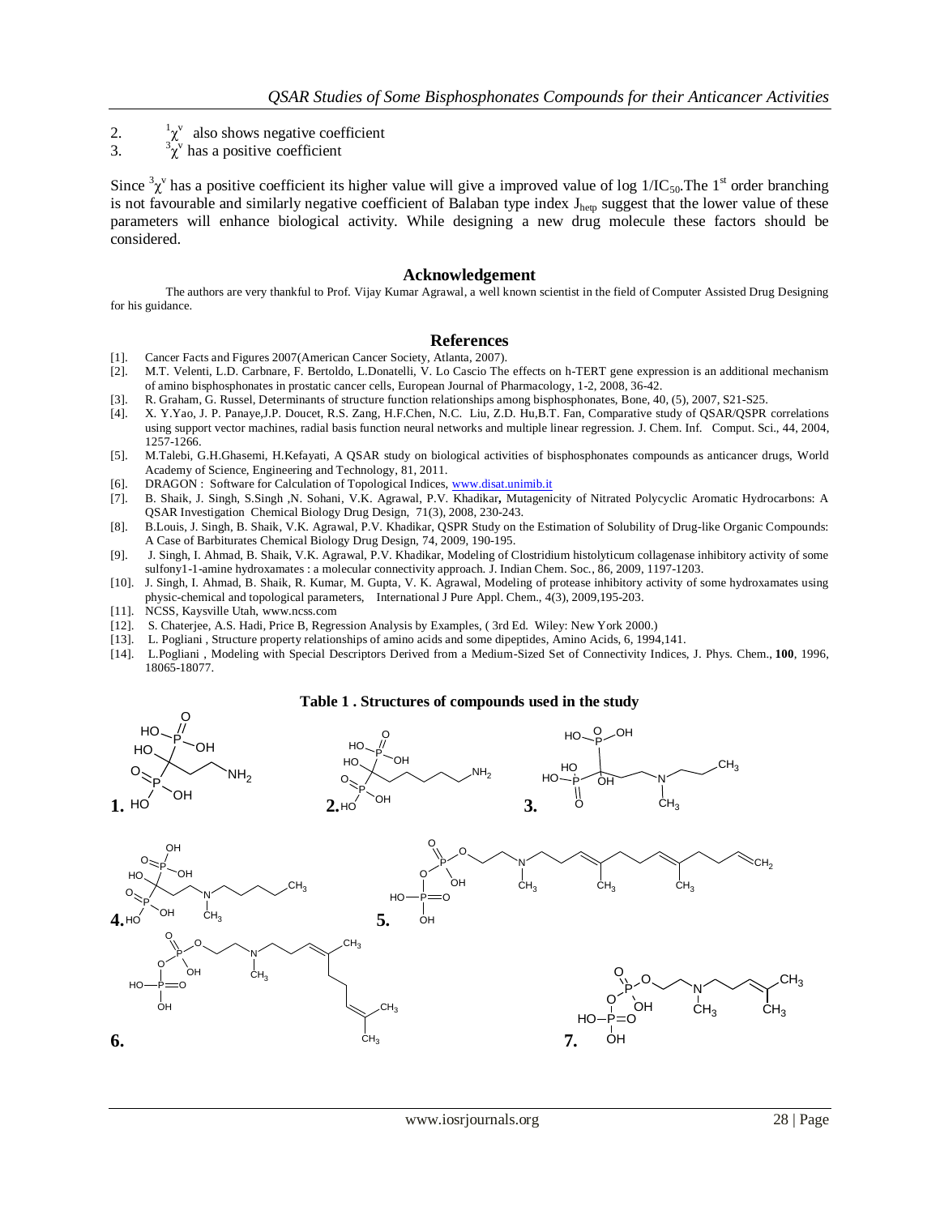2. $^{1}\chi^{v}$ also shows negative coefficient
3. $^{3}\chi^{v}$ has a positive coefficient

Since $^{3}\chi^{v}$ has a positive coefficient its higher value will give a improved value of log $1/IC_{50}$.The 1st order branching is not favourable and similarly negative coefficient of Balaban type index $J_{hetp}$ suggest that the lower value of these parameters will enhance biological activity. While designing a new drug molecule these factors should be considered.

## Acknowledgement

The authors are very thankful to Prof. Vijay Kumar Agrawal, a well known scientist in the field of Computer Assisted Drug Designing for his guidance.

## References

[1]. Cancer Facts and Figures 2007(American Cancer Society, Atlanta, 2007).
[2]. M.T. Velenti, L.D. Carbnare, F. Bertoldo, L.Donatelli, V. Lo Cascio The effects on h-TERT gene expression is an additional mechanism of amino bisphosphonates in prostatic cancer cells, European Journal of Pharmacology, 1-2, 2008, 36-42.
[3]. R. Graham, G. Russel, Determinants of structure function relationships among bisphosphonates, Bone, 40, (5), 2007, S21-S25.
[4]. X. Y.Yao, J. P. Panaye,J.P. Doucet, R.S. Zang, H.F.Chen, N.C. Liu, Z.D. Hu,B.T. Fan, Comparative study of QSAR/QSPR correlations using support vector machines, radial basis function neural networks and multiple linear regression. J. Chem. Inf. Comput. Sci., 44, 2004, 1257-1266.
[5]. M.Talebi, G.H.Ghasemi, H.Kefayati, A QSAR study on biological activities of bisphosphonates compounds as anticancer drugs, World Academy of Science, Engineering and Technology, 81, 2011.
[6]. DRAGON : Software for Calculation of Topological Indices, www.disat.unimib.it
[7]. B. Shaik, J. Singh, S.Singh ,N. Sohani, V.K. Agrawal, P.V. Khadikar**,** Mutagenicity of Nitrated Polycyclic Aromatic Hydrocarbons: A QSAR Investigation Chemical Biology Drug Design, 71(3), 2008, 230-243.
[8]. B.Louis, J. Singh, B. Shaik, V.K. Agrawal, P.V. Khadikar, QSPR Study on the Estimation of Solubility of Drug-like Organic Compounds: A Case of Barbiturates Chemical Biology Drug Design, 74, 2009, 190-195.
[9]. J. Singh, I. Ahmad, B. Shaik, V.K. Agrawal, P.V. Khadikar, Modeling of Clostridium histolyticum collagenase inhibitory activity of some sulfony1-1-amine hydroxamates : a molecular connectivity approach. J. Indian Chem. Soc., 86, 2009, 1197-1203.
[10]. J. Singh, I. Ahmad, B. Shaik, R. Kumar, M. Gupta, V. K. Agrawal, Modeling of protease inhibitory activity of some hydroxamates using physic-chemical and topological parameters, International J Pure Appl. Chem., 4(3), 2009,195-203.
[11]. NCSS, Kaysville Utah, www.ncss.com
[12]. S. Chaterjee, A.S. Hadi, Price B, Regression Analysis by Examples, ( 3rd Ed. Wiley: New York 2000.)
[13]. L. Pogliani , Structure property relationships of amino acids and some dipeptides, Amino Acids, 6, 1994,141.
[14]. L.Pogliani , Modeling with Special Descriptors Derived from a Medium-Sized Set of Connectivity Indices, J. Phys. Chem., **100**, 1996, 18065-18077.

**Table 1 . Structures of compounds used in the study**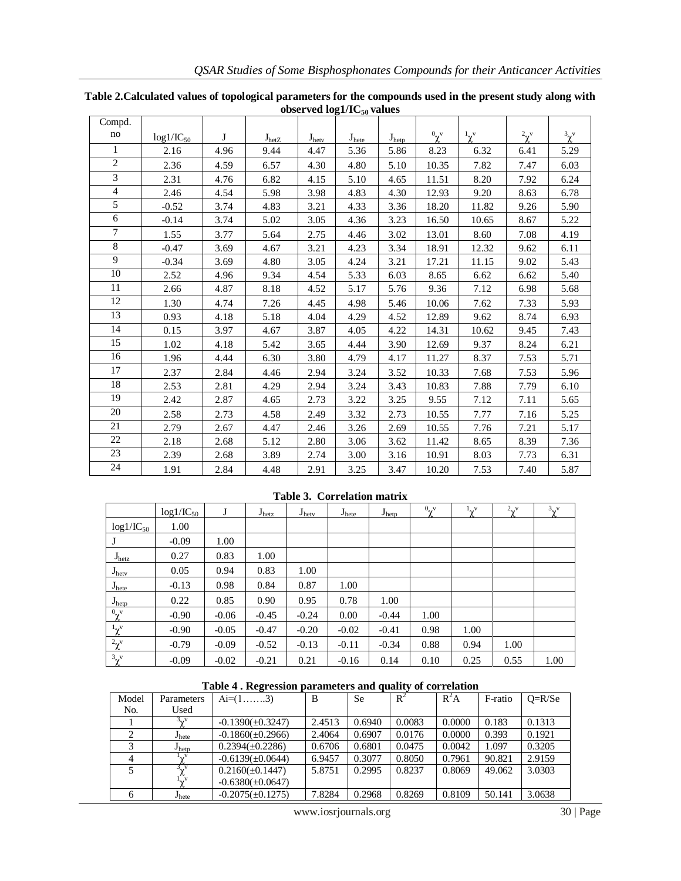**Table 2.Calculated values of topological parameters for the compounds used in the present study along with observed $\log 1/IC_{50}$ values**

| Compd. no | $\log 1/IC_{50}$ | J | $J_{hetZ}$ | $J_{hetv}$ | $J_{hete}$ | $J_{hetp}$ | ${}^0\chi^v$ | ${}^1\chi^v$ | ${}^2\chi^v$ | ${}^3\chi^v$ |
|---|---|---|---|---|---|---|---|---|---|---|
| 1 | 2.16 | 4.96 | 9.44 | 4.47 | 5.36 | 5.86 | 8.23 | 6.32 | 6.41 | 5.29 |
| 2 | 2.36 | 4.59 | 6.57 | 4.30 | 4.80 | 5.10 | 10.35 | 7.82 | 7.47 | 6.03 |
| 3 | 2.31 | 4.76 | 6.82 | 4.15 | 5.10 | 4.65 | 11.51 | 8.20 | 7.92 | 6.24 |
| 4 | 2.46 | 4.54 | 5.98 | 3.98 | 4.83 | 4.30 | 12.93 | 9.20 | 8.63 | 6.78 |
| 5 | -0.52 | 3.74 | 4.83 | 3.21 | 4.33 | 3.36 | 18.20 | 11.82 | 9.26 | 5.90 |
| 6 | -0.14 | 3.74 | 5.02 | 3.05 | 4.36 | 3.23 | 16.50 | 10.65 | 8.67 | 5.22 |
| 7 | 1.55 | 3.77 | 5.64 | 2.75 | 4.46 | 3.02 | 13.01 | 8.60 | 7.08 | 4.19 |
| 8 | -0.47 | 3.69 | 4.67 | 3.21 | 4.23 | 3.34 | 18.91 | 12.32 | 9.62 | 6.11 |
| 9 | -0.34 | 3.69 | 4.80 | 3.05 | 4.24 | 3.21 | 17.21 | 11.15 | 9.02 | 5.43 |
| 10 | 2.52 | 4.96 | 9.34 | 4.54 | 5.33 | 6.03 | 8.65 | 6.62 | 6.62 | 5.40 |
| 11 | 2.66 | 4.87 | 8.18 | 4.52 | 5.17 | 5.76 | 9.36 | 7.12 | 6.98 | 5.68 |
| 12 | 1.30 | 4.74 | 7.26 | 4.45 | 4.98 | 5.46 | 10.06 | 7.62 | 7.33 | 5.93 |
| 13 | 0.93 | 4.18 | 5.18 | 4.04 | 4.29 | 4.52 | 12.89 | 9.62 | 8.74 | 6.93 |
| 14 | 0.15 | 3.97 | 4.67 | 3.87 | 4.05 | 4.22 | 14.31 | 10.62 | 9.45 | 7.43 |
| 15 | 1.02 | 4.18 | 5.42 | 3.65 | 4.44 | 3.90 | 12.69 | 9.37 | 8.24 | 6.21 |
| 16 | 1.96 | 4.44 | 6.30 | 3.80 | 4.79 | 4.17 | 11.27 | 8.37 | 7.53 | 5.71 |
| 17 | 2.37 | 2.84 | 4.46 | 2.94 | 3.24 | 3.52 | 10.33 | 7.68 | 7.53 | 5.96 |
| 18 | 2.53 | 2.81 | 4.29 | 2.94 | 3.24 | 3.43 | 10.83 | 7.88 | 7.79 | 6.10 |
| 19 | 2.42 | 2.87 | 4.65 | 2.73 | 3.22 | 3.25 | 9.55 | 7.12 | 7.11 | 5.65 |
| 20 | 2.58 | 2.73 | 4.58 | 2.49 | 3.32 | 2.73 | 10.55 | 7.77 | 7.16 | 5.25 |
| 21 | 2.79 | 2.67 | 4.47 | 2.46 | 3.26 | 2.69 | 10.55 | 7.76 | 7.21 | 5.17 |
| 22 | 2.18 | 2.68 | 5.12 | 2.80 | 3.06 | 3.62 | 11.42 | 8.65 | 8.39 | 7.36 |
| 23 | 2.39 | 2.68 | 3.89 | 2.74 | 3.00 | 3.16 | 10.91 | 8.03 | 7.73 | 6.31 |
| 24 | 1.91 | 2.84 | 4.48 | 2.91 | 3.25 | 3.47 | 10.20 | 7.53 | 7.40 | 5.87 |

**Table 3. Correlation matrix**

| | $\log 1/IC_{50}$ | J | $J_{hetz}$ | $J_{hetv}$ | $J_{hete}$ | $J_{hetp}$ | ${}^0\chi^v$ | ${}^1\chi^v$ | ${}^2\chi^v$ | ${}^3\chi^v$ |
|---|---|---|---|---|---|---|---|---|---|---|
| $\log 1/IC_{50}$ | 1.00 | | | | | | | | | |
| J | -0.09 | 1.00 | | | | | | | | |
| $J_{hetz}$ | 0.27 | 0.83 | 1.00 | | | | | | | |
| $J_{hetv}$ | 0.05 | 0.94 | 0.83 | 1.00 | | | | | | |
| $J_{hete}$ | -0.13 | 0.98 | 0.84 | 0.87 | 1.00 | | | | | |
| $J_{hetp}$ | 0.22 | 0.85 | 0.90 | 0.95 | 0.78 | 1.00 | | | | |
| ${}^0\chi^v$ | -0.90 | -0.06 | -0.45 | -0.24 | 0.00 | -0.44 | 1.00 | | | |
| ${}^1\chi^v$ | -0.90 | -0.05 | -0.47 | -0.20 | -0.02 | -0.41 | 0.98 | 1.00 | | |
| ${}^2\chi^v$ | -0.79 | -0.09 | -0.52 | -0.13 | -0.11 | -0.34 | 0.88 | 0.94 | 1.00 | |
| ${}^3\chi^v$ | -0.09 | -0.02 | -0.21 | 0.21 | -0.16 | 0.14 | 0.10 | 0.25 | 0.55 | 1.00 |

**Table 4 . Regression parameters and quality of correlation**

| Model No. | Parameters Used | Ai=(1…….3) | B | Se | $R^2$ | $R^2A$ | F-ratio | Q=R/Se |
|---|---|---|---|---|---|---|---|---|
| 1 | ${}^3\chi^v$ | -0.1390(±0.3247) | 2.4513 | 0.6940 | 0.0083 | 0.0000 | 0.183 | 0.1313 |
| 2 | $J_{hete}$ | -0.1860(±0.2966) | 2.4064 | 0.6907 | 0.0176 | 0.0000 | 0.393 | 0.1921 |
| 3 | $J_{hetp}$ | 0.2394(±0.2286) | 0.6706 | 0.6801 | 0.0475 | 0.0042 | 1.097 | 0.3205 |
| 4 | ${}^1\chi^v$ | -0.6139(±0.0644) | 6.9457 | 0.3077 | 0.8050 | 0.7961 | 90.821 | 2.9159 |
| 5 | ${}^3\chi^v$ ${}^1\chi^v$ | 0.2160(±0.1447) -0.6380(±0.0647) | 5.8751 | 0.2995 | 0.8237 | 0.8069 | 49.062 | 3.0303 |
| 6 | $J_{hete}$ | -0.2075(±0.1275) | 7.8284 | 0.2968 | 0.8269 | 0.8109 | 50.141 | 3.0638 |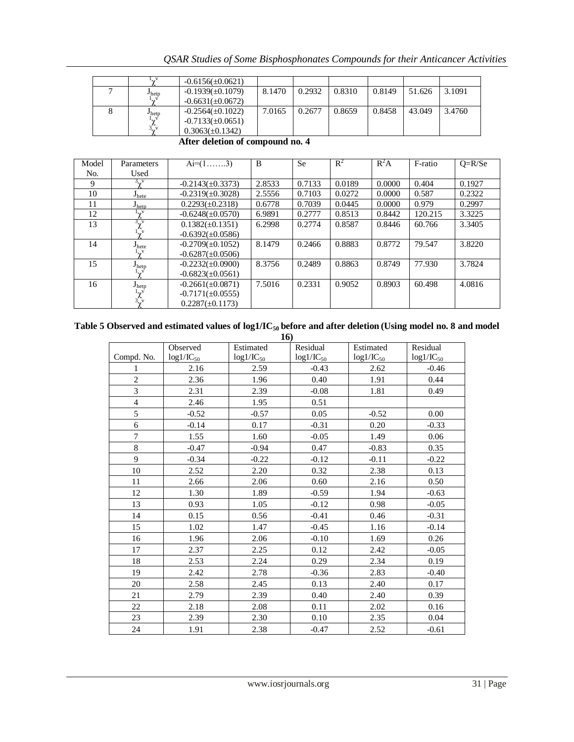| | | | | | | | | |
|---|---|---|---|---|---|---|---|---|
| | ${}^{1}\chi^{v}$ | -0.6156(±0.0621) | | | | | | |
| 7 | $J_{hetp}$ ${}^{1}\chi^{v}$ | -0.1939(±0.1079) -0.6631(±0.0672) | 8.1470 | 0.2932 | 0.8310 | 0.8149 | 51.626 | 3.1091 |
| 8 | $J_{hetp}$ ${}^{1}\chi^{v}$ ${}^{3}\chi^{v}$ | -0.2564(±0.1022) -0.7133(±0.0651) 0.3063(±0.1342) | 7.0165 | 0.2677 | 0.8659 | 0.8458 | 43.049 | 3.4760 |

**After deletion of compound no. 4**

| Model No. | Parameters Used | Ai=(1…….3) | B | Se | $R^2$ | $R^2A$ | F-ratio | Q=R/Se |
|---|---|---|---|---|---|---|---|---|
| 9 | ${}^{3}\chi^{v}$ | -0.2143(±0.3373) | 2.8533 | 0.7133 | 0.0189 | 0.0000 | 0.404 | 0.1927 |
| 10 | $J_{hete}$ | -0.2319(±0.3028) | 2.5556 | 0.7103 | 0.0272 | 0.0000 | 0.587 | 0.2322 |
| 11 | $J_{hetp}$ | 0.2293(±0.2318) | 0.6778 | 0.7039 | 0.0445 | 0.0000 | 0.979 | 0.2997 |
| 12 | ${}^{1}\chi^{v}$ | -0.6248(±0.0570) | 6.9891 | 0.2777 | 0.8513 | 0.8442 | 120.215 | 3.3225 |
| 13 | ${}^{3}\chi^{v}$ ${}^{1}\chi^{v}$ | 0.1382(±0.1351) -0.6392(±0.0586) | 6.2998 | 0.2774 | 0.8587 | 0.8446 | 60.766 | 3.3405 |
| 14 | $J_{hete}$ ${}^{1}\chi^{v}$ | -0.2709(±0.1052) -0.6287(±0.0506) | 8.1479 | 0.2466 | 0.8883 | 0.8772 | 79.547 | 3.8220 |
| 15 | $J_{hetp}$ ${}^{1}\chi^{v}$ | -0.2232(±0.0900) -0.6823(±0.0561) | 8.3756 | 0.2489 | 0.8863 | 0.8749 | 77.930 | 3.7824 |
| 16 | $J_{hetp}$ ${}^{1}\chi^{v}$ ${}^{3}\chi^{v}$ | -0.2661(±0.0871) -0.7171(±0.0555) 0.2287(±0.1173) | 7.5016 | 0.2331 | 0.9052 | 0.8903 | 60.498 | 4.0816 |

**Table 5 Observed and estimated values of $\log1/IC_{50}$ before and after deletion (Using model no. 8 and model 16)**

| Compd. No. | Observed $\log1/IC_{50}$ | Estimated $\log1/IC_{50}$ | Residual $\log1/IC_{50}$ | Estimated $\log1/IC_{50}$ | Residual $\log1/IC_{50}$ |
|---|---|---|---|---|---|
| 1 | 2.16 | 2.59 | -0.43 | 2.62 | -0.46 |
| 2 | 2.36 | 1.96 | 0.40 | 1.91 | 0.44 |
| 3 | 2.31 | 2.39 | -0.08 | 1.81 | 0.49 |
| 4 | 2.46 | 1.95 | 0.51 | | |
| 5 | -0.52 | -0.57 | 0.05 | -0.52 | 0.00 |
| 6 | -0.14 | 0.17 | -0.31 | 0.20 | -0.33 |
| 7 | 1.55 | 1.60 | -0.05 | 1.49 | 0.06 |
| 8 | -0.47 | -0.94 | 0.47 | -0.83 | 0.35 |
| 9 | -0.34 | -0.22 | -0.12 | -0.11 | -0.22 |
| 10 | 2.52 | 2.20 | 0.32 | 2.38 | 0.13 |
| 11 | 2.66 | 2.06 | 0.60 | 2.16 | 0.50 |
| 12 | 1.30 | 1.89 | -0.59 | 1.94 | -0.63 |
| 13 | 0.93 | 1.05 | -0.12 | 0.98 | -0.05 |
| 14 | 0.15 | 0.56 | -0.41 | 0.46 | -0.31 |
| 15 | 1.02 | 1.47 | -0.45 | 1.16 | -0.14 |
| 16 | 1.96 | 2.06 | -0.10 | 1.69 | 0.26 |
| 17 | 2.37 | 2.25 | 0.12 | 2.42 | -0.05 |
| 18 | 2.53 | 2.24 | 0.29 | 2.34 | 0.19 |
| 19 | 2.42 | 2.78 | -0.36 | 2.83 | -0.40 |
| 20 | 2.58 | 2.45 | 0.13 | 2.40 | 0.17 |
| 21 | 2.79 | 2.39 | 0.40 | 2.40 | 0.39 |
| 22 | 2.18 | 2.08 | 0.11 | 2.02 | 0.16 |
| 23 | 2.39 | 2.30 | 0.10 | 2.35 | 0.04 |
| 24 | 1.91 | 2.38 | -0.47 | 2.52 | -0.61 |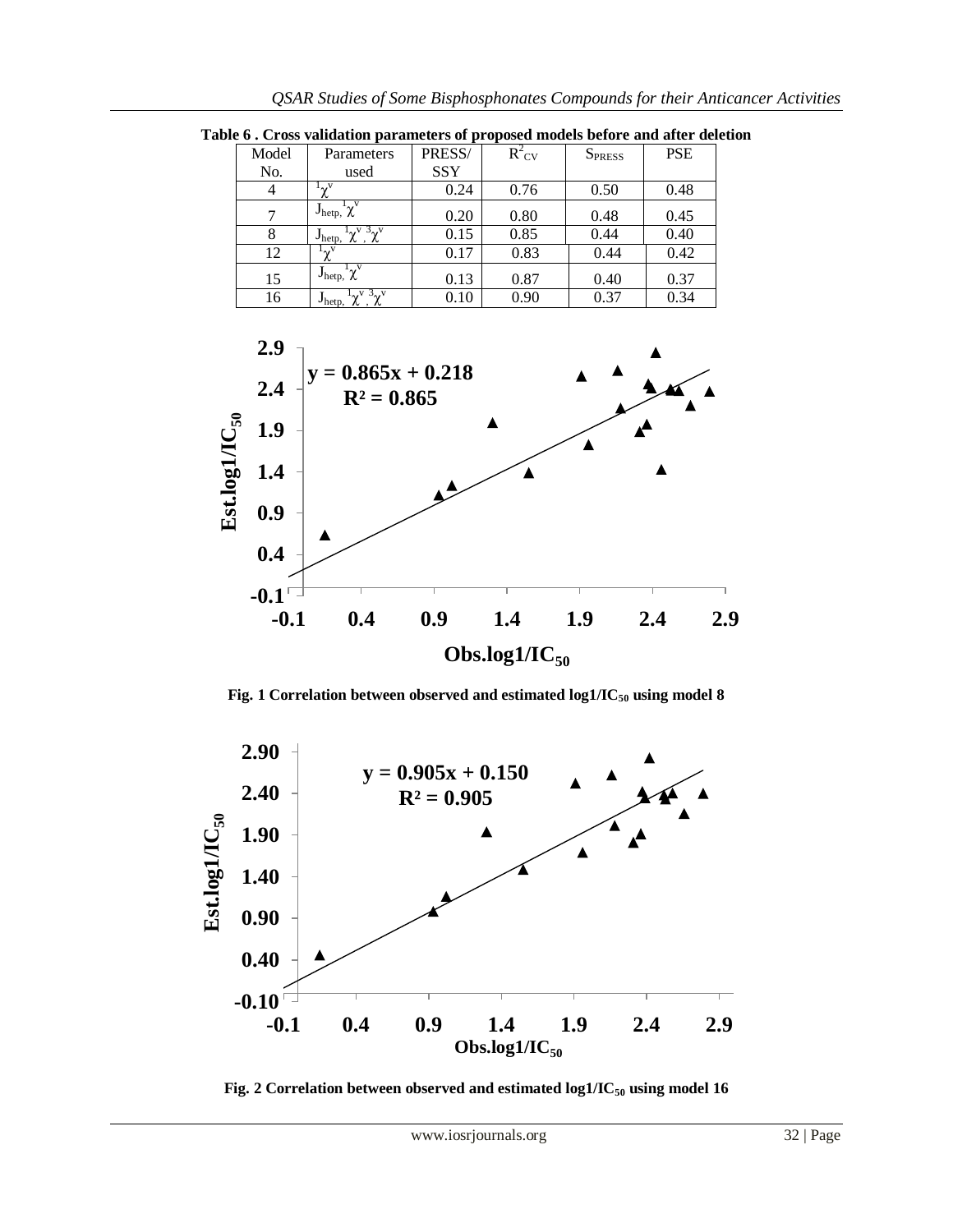**Table 6 . Cross validation parameters of proposed models before and after deletion**

| Model No. | Parameters used | PRESS/ SSY | $R^2_{CV}$ | $S_{PRESS}$ | PSE |
|---|---|---|---|---|---|
| 4 | ${}^1\chi^v$ | 0.24 | 0.76 | 0.50 | 0.48 |
| 7 | $J_{hetp}$, ${}^1\chi^v$ | 0.20 | 0.80 | 0.48 | 0.45 |
| 8 | $J_{hetp}$, ${}^1\chi^v$, ${}^3\chi^v$ | 0.15 | 0.85 | 0.44 | 0.40 |
| 12 | ${}^1\chi^v$ | 0.17 | 0.83 | 0.44 | 0.42 |
| 15 | $J_{hetp}$, ${}^1\chi^v$ | 0.13 | 0.87 | 0.40 | 0.37 |
| 16 | $J_{hetp}$, ${}^1\chi^v$, ${}^3\chi^v$ | 0.10 | 0.90 | 0.37 | 0.34 |

**Fig. 1 Correlation between observed and estimated $\log 1/IC_{50}$ using model 8**

**Fig. 2 Correlation between observed and estimated $\log 1/IC_{50}$ using model 16**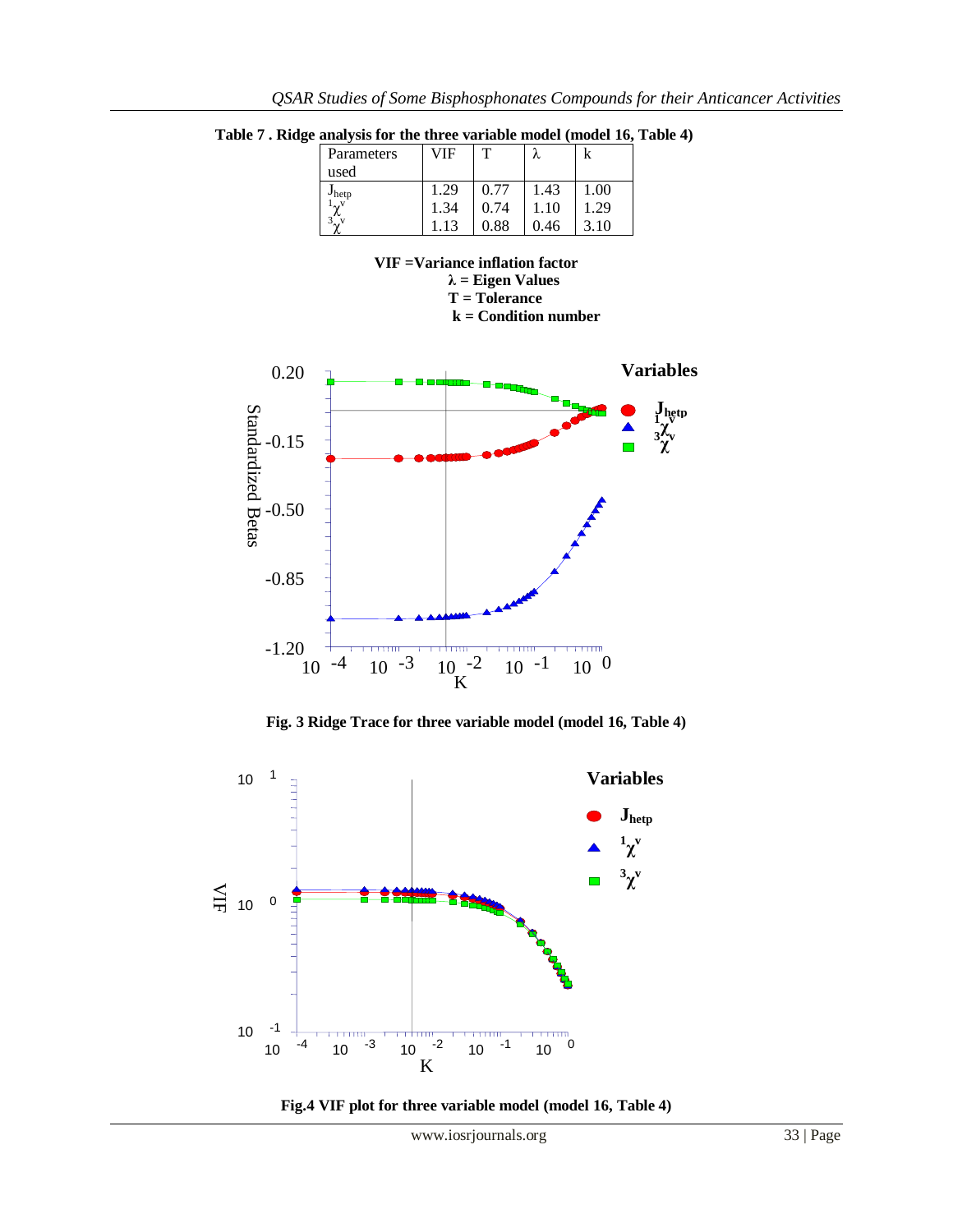**Table 7 . Ridge analysis for the three variable model (model 16, Table 4)**

| Parameters used | VIF | T | λ | k |
|---|---|---|---|---|
| $J_{hetp}$ | 1.29 | 0.77 | 1.43 | 1.00 |
| $^{1}\chi^{v}$ | 1.34 | 0.74 | 1.10 | 1.29 |
| $^{3}\chi^{v}$ | 1.13 | 0.88 | 0.46 | 3.10 |

**VIF =Variance inflation factor**
**λ = Eigen Values**
**T = Tolerance**
**k = Condition number**

0.20
-0.15
-0.50
-0.85
-1.20
Standardized Betas
$10^{-4}$ $10^{-3}$ $10^{-2}$ $10^{-1}$ $10^{0}$
K
Variables
$J_{hetp}$
$^{1}\chi^{v}$
$^{3}\chi^{v}$

**Fig. 3 Ridge Trace for three variable model (model 16, Table 4)**

$10^{1}$
$10^{0}$
$10^{-1}$
VIF
$10^{-4}$ $10^{-3}$ $10^{-2}$ $10^{-1}$ $10^{0}$
K
Variables
$J_{hetp}$
$^{1}\chi^{v}$
$^{3}\chi^{v}$

**Fig.4 VIF plot for three variable model (model 16, Table 4)**